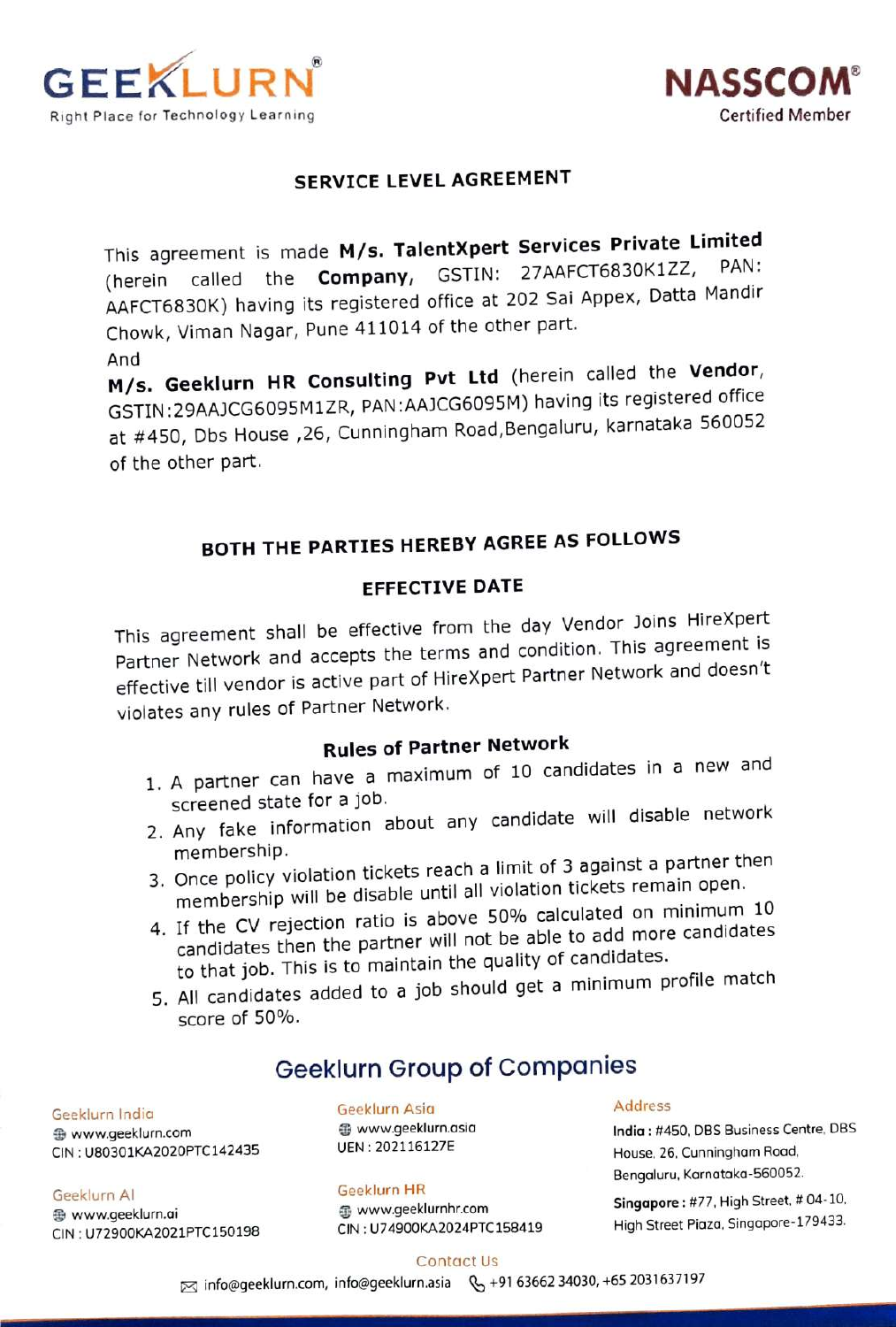# SERVICE LEVEL AGREEMENT

This agreement is made **M/s. TalentXpert Services Private Limited** (herein called the **Company**, GSTIN: 27AAFCT6830K1ZZ, PAN: AAFCT6830K) having its registered office at 202 Sai Appex, Datta Mandir Chowk, Viman Nagar, Pune 411014 of the other part.

And

**M/s. Geeklurn HR Consulting Pvt Ltd** (herein called the **Vendor**, GSTIN:29AAJCG6095M1ZR, PAN:AAJCG6095M) having its registered office at #450, Dbs House ,26, Cunningham Road,Bengaluru, karnataka 560052 of the other part.

## BOTH THE PARTIES HEREBY AGREE AS FOLLOWS

### EFFECTIVE DATE

This agreement shall be effective from the day Vendor Joins HireXpert Partner Network and accepts the terms and condition. This agreement is effective till vendor is active part of HireXpert Partner Network and doesn't violates any rules of Partner Network.

### Rules of Partner Network

1. A partner can have a maximum of 10 candidates in a new and screened state for a job.
2. Any fake information about any candidate will disable network membership.
3. Once policy violation tickets reach a limit of 3 against a partner then membership will be disable until all violation tickets remain open.
4. If the CV rejection ratio is above 50% calculated on minimum 10 candidates then the partner will not be able to add more candidates to that job. This is to maintain the quality of candidates.
5. All candidates added to a job should get a minimum profile match score of 50%.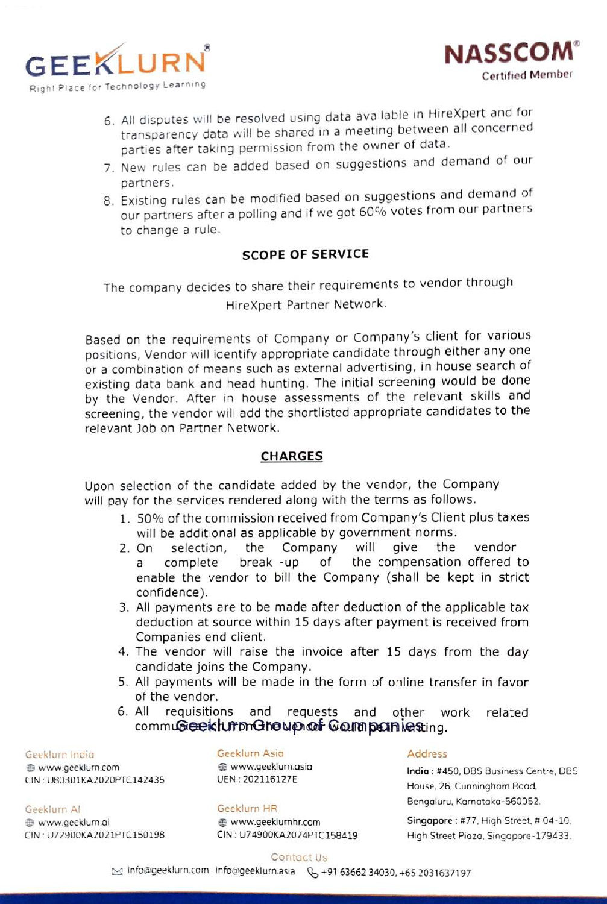6. All disputes will be resolved using data available in HireXpert and for transparency data will be shared in a meeting between all concerned parties after taking permission from the owner of data.
7. New rules can be added based on suggestions and demand of our partners.
8. Existing rules can be modified based on suggestions and demand of our partners after a polling and if we got 60% votes from our partners to change a rule.

## SCOPE OF SERVICE

The company decides to share their requirements to vendor through HireXpert Partner Network.

Based on the requirements of Company or Company's client for various positions, Vendor will identify appropriate candidate through either any one or a combination of means such as external advertising, in house search of existing data bank and head hunting. The initial screening would be done by the Vendor. After in house assessments of the relevant skills and screening, the vendor will add the shortlisted appropriate candidates to the relevant Job on Partner Network.

## CHARGES

Upon selection of the candidate added by the vendor, the Company will pay for the services rendered along with the terms as follows.

1. 50% of the commission received from Company's Client plus taxes will be additional as applicable by government norms.
2. On selection, the Company will give the vendor a complete break -up of the compensation offered to enable the vendor to bill the Company (shall be kept in strict confidence).
3. All payments are to be made after deduction of the applicable tax deduction at source within 15 days after payment is received from Companies end client.
4. The vendor will raise the invoice after 15 days from the day candidate joins the Company.
5. All payments will be made in the form of online transfer in favor of the vendor.
6. All requisitions and requests and other work related communication from the vendor would be in writing.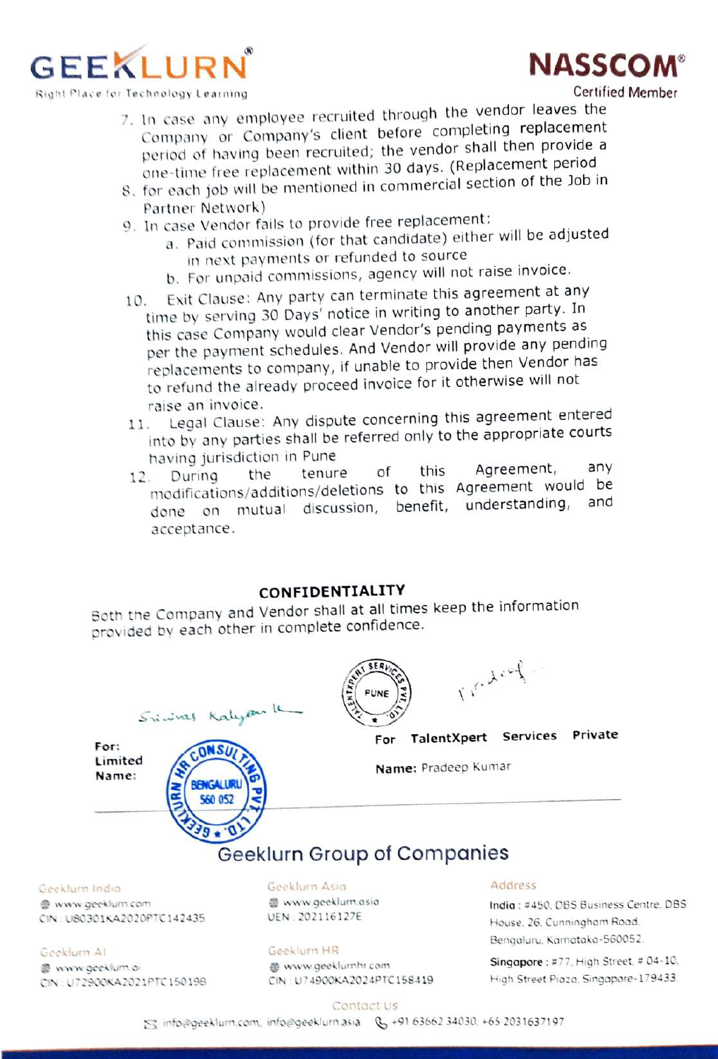7. In case any employee recruited through the vendor leaves the Company or Company's client before completing replacement period of having been recruited; the vendor shall then provide a one-time free replacement within 30 days. (Replacement period
8. for each job will be mentioned in commercial section of the Job in Partner Network)
9. In case Vendor fails to provide free replacement:
   a. Paid commission (for that candidate) either will be adjusted in next payments or refunded to source
   b. For unpaid commissions, agency will not raise invoice.
10. Exit Clause: Any party can terminate this agreement at any time by serving 30 Days' notice in writing to another party. In this case Company would clear Vendor's pending payments as per the payment schedules. And Vendor will provide any pending replacements to company, if unable to provide then Vendor has to refund the already proceed invoice for it otherwise will not raise an invoice.
11. Legal Clause: Any dispute concerning this agreement entered into by any parties shall be referred only to the appropriate courts having jurisdiction in Pune
12. During the tenure of this Agreement, any modifications/additions/deletions to this Agreement would be done on mutual discussion, benefit, understanding, and acceptance.

## CONFIDENTIALITY

Both the Company and Vendor shall at all times keep the information provided by each other in complete confidence.

Srinivas Kalyan K

**For:**
**Limited**
**Name:**

GEEKLURN HR CONSULTING PVT. LTD. BENGALURU 560 052

TALENTXPERT SERVICES PVT. LTD. PUNE

Pradeep

**For TalentXpert Services Private**

**Name:** Pradeep Kumar

Geeklurn Group of Companies

Geeklurn India
www.geeklurn.com
CIN : U80301KA2020PTC142435

Geeklurn AI
www.geeklurn.ai
CIN : U72900KA2021PTC150198

Geeklurn Asia
www.geeklurn.asia
UEN : 202116127E

Geeklurn HR
www.geeklurnhr.com
CIN : U74900KA2024PTC158419

Address
India : #450, DBS Business Centre, DBS House, 26, Cunningham Road, Bengaluru, Karnataka-560052.
Singapore : #77, High Street, # 04-10, High Street Plaza, Singapore-179433.

Contact Us
info@geeklurn.com, info@geeklurn.asia +91 63662 34030, +65 2031637197